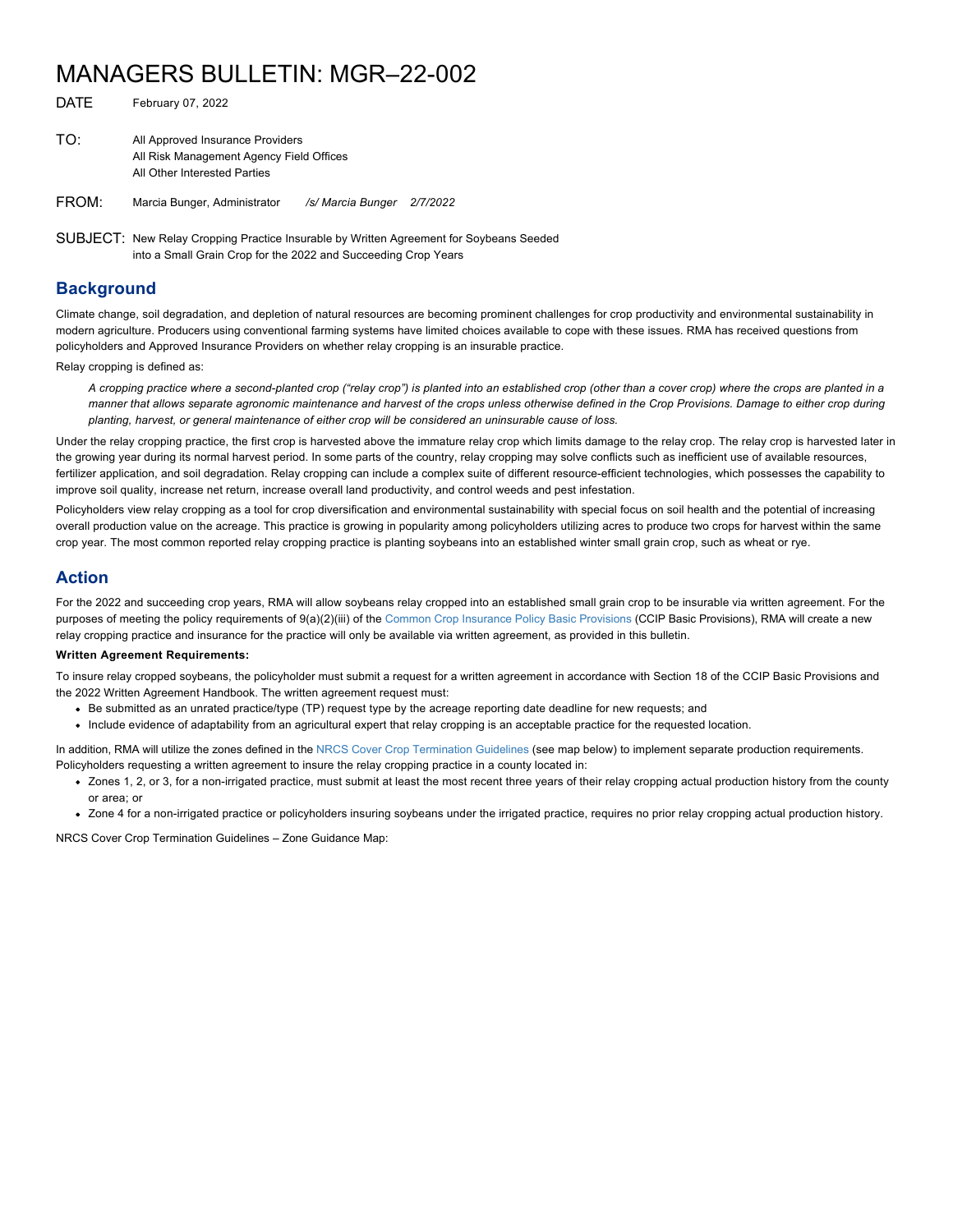# MANAGERS BULLETIN: MGR–22-002

DATE February 07, 2022

TO: All Approved Insurance Providers
All Risk Management Agency Field Offices
All Other Interested Parties

FROM: Marcia Bunger, Administrator */s/ Marcia Bunger 2/7/2022*

SUBJECT: New Relay Cropping Practice Insurable by Written Agreement for Soybeans Seeded into a Small Grain Crop for the 2022 and Succeeding Crop Years

## Background

Climate change, soil degradation, and depletion of natural resources are becoming prominent challenges for crop productivity and environmental sustainability in modern agriculture. Producers using conventional farming systems have limited choices available to cope with these issues. RMA has received questions from policyholders and Approved Insurance Providers on whether relay cropping is an insurable practice.

Relay cropping is defined as:

> *A cropping practice where a second-planted crop ("relay crop") is planted into an established crop (other than a cover crop) where the crops are planted in a manner that allows separate agronomic maintenance and harvest of the crops unless otherwise defined in the Crop Provisions. Damage to either crop during planting, harvest, or general maintenance of either crop will be considered an uninsurable cause of loss.*

Under the relay cropping practice, the first crop is harvested above the immature relay crop which limits damage to the relay crop. The relay crop is harvested later in the growing year during its normal harvest period. In some parts of the country, relay cropping may solve conflicts such as inefficient use of available resources, fertilizer application, and soil degradation. Relay cropping can include a complex suite of different resource-efficient technologies, which possesses the capability to improve soil quality, increase net return, increase overall land productivity, and control weeds and pest infestation.

Policyholders view relay cropping as a tool for crop diversification and environmental sustainability with special focus on soil health and the potential of increasing overall production value on the acreage. This practice is growing in popularity among policyholders utilizing acres to produce two crops for harvest within the same crop year. The most common reported relay cropping practice is planting soybeans into an established winter small grain crop, such as wheat or rye.

## Action

For the 2022 and succeeding crop years, RMA will allow soybeans relay cropped into an established small grain crop to be insurable via written agreement. For the purposes of meeting the policy requirements of 9(a)(2)(iii) of the Common Crop Insurance Policy Basic Provisions (CCIP Basic Provisions), RMA will create a new relay cropping practice and insurance for the practice will only be available via written agreement, as provided in this bulletin.

**Written Agreement Requirements:**

To insure relay cropped soybeans, the policyholder must submit a request for a written agreement in accordance with Section 18 of the CCIP Basic Provisions and the 2022 Written Agreement Handbook. The written agreement request must:

- Be submitted as an unrated practice/type (TP) request type by the acreage reporting date deadline for new requests; and
- Include evidence of adaptability from an agricultural expert that relay cropping is an acceptable practice for the requested location.

In addition, RMA will utilize the zones defined in the NRCS Cover Crop Termination Guidelines (see map below) to implement separate production requirements. Policyholders requesting a written agreement to insure the relay cropping practice in a county located in:

- Zones 1, 2, or 3, for a non-irrigated practice, must submit at least the most recent three years of their relay cropping actual production history from the county or area; or
- Zone 4 for a non-irrigated practice or policyholders insuring soybeans under the irrigated practice, requires no prior relay cropping actual production history.

NRCS Cover Crop Termination Guidelines – Zone Guidance Map: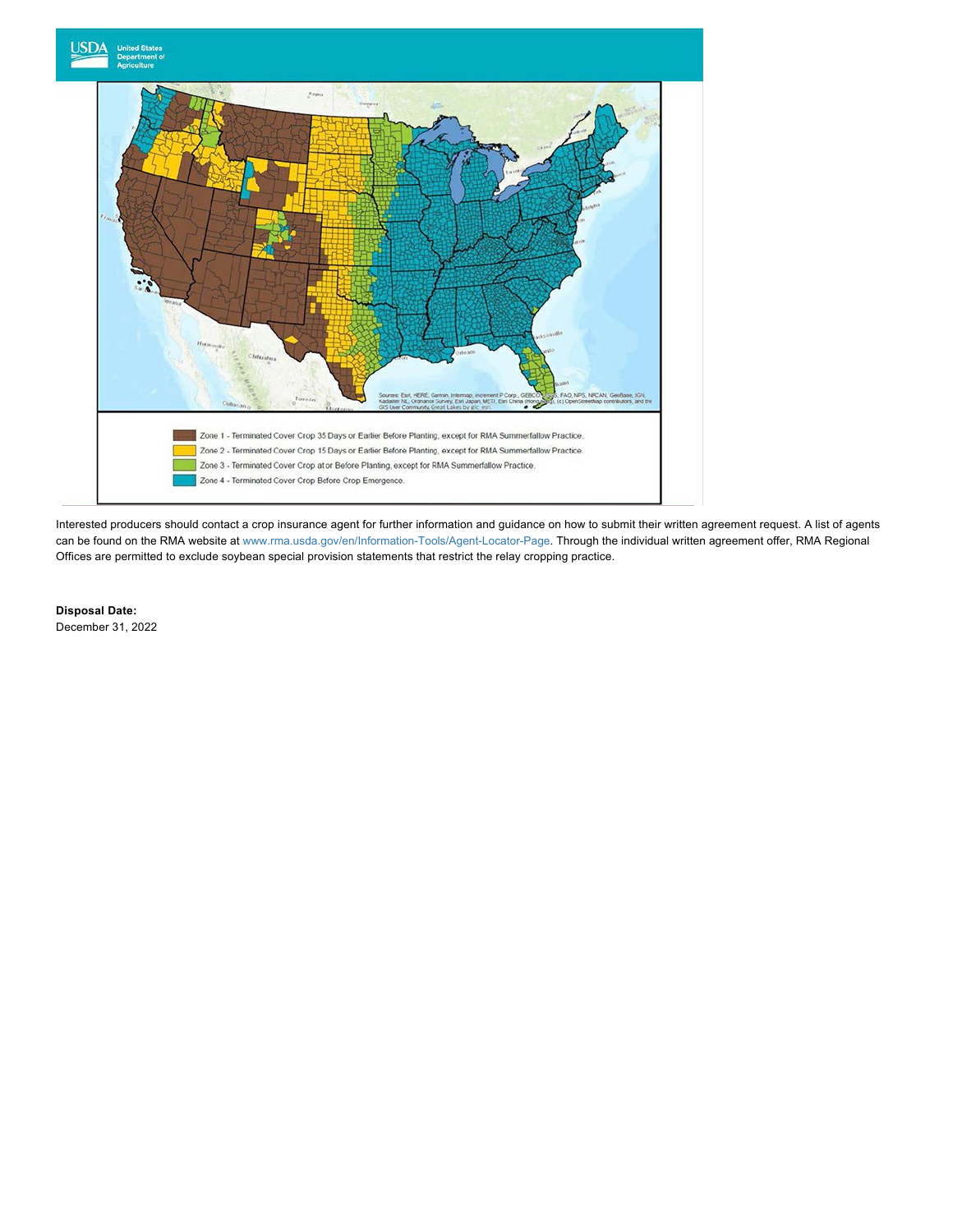USDA United States Department of Agriculture

Zone 1 - Terminated Cover Crop 35 Days or Earlier Before Planting, except for RMA Summerfallow Practice.

Zone 2 - Terminated Cover Crop 15 Days or Earlier Before Planting, except for RMA Summerfallow Practice.

Zone 3 - Terminated Cover Crop at or Before Planting, except for RMA Summerfallow Practice.

Zone 4 - Terminated Cover Crop Before Crop Emergence.

Interested producers should contact a crop insurance agent for further information and guidance on how to submit their written agreement request. A list of agents can be found on the RMA website at www.rma.usda.gov/en/Information-Tools/Agent-Locator-Page. Through the individual written agreement offer, RMA Regional Offices are permitted to exclude soybean special provision statements that restrict the relay cropping practice.

**Disposal Date:**

December 31, 2022